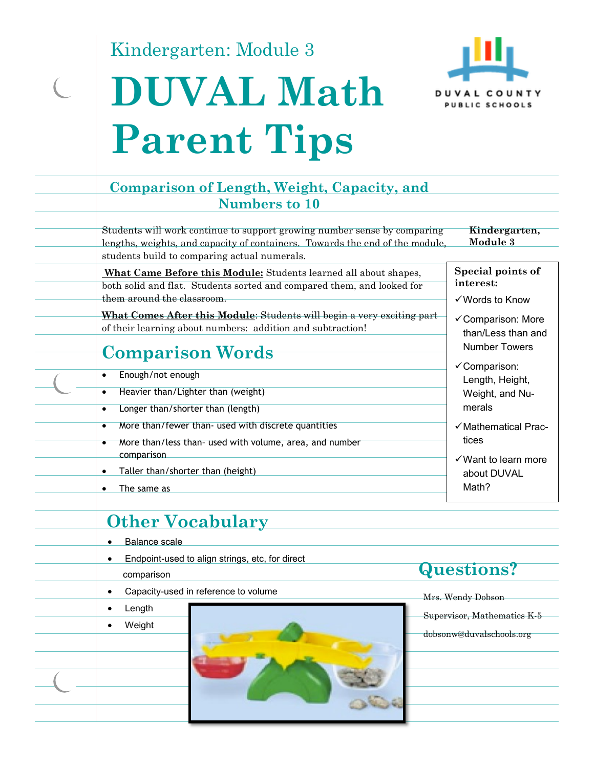Kindergarten: Module 3

# DUVAL Math Parent Tips

DUVAL COUNTY PUBLIC SCHOOLS

## Comparison of Length, Weight, Capacity, and Numbers to 10

**Kindergarten, Module 3**

Students will work continue to support growing number sense by comparing lengths, weights, and capacity of containers. Towards the end of the module, students build to comparing actual numerals.

**What Came Before this Module:** Students learned all about shapes, both solid and flat. Students sorted and compared them, and looked for them around the classroom.

**What Comes After this Module**: Students will begin a very exciting part of their learning about numbers: addition and subtraction!

**Special points of interest:**

- ✓Words to Know
- ✓Comparison: More than/Less than and Number Towers
- ✓Comparison: Length, Height, Weight, and Numerals
- ✓Mathematical Practices
- ✓Want to learn more about DUVAL Math?

## Comparison Words

- Enough/not enough
- Heavier than/Lighter than (weight)
- Longer than/shorter than (length)
- More than/fewer than- used with discrete quantities
- More than/less than- used with volume, area, and number comparison
- Taller than/shorter than (height)
- The same as

## Other Vocabulary

- Balance scale
- Endpoint-used to align strings, etc, for direct comparison
- Capacity-used in reference to volume
- Length
- Weight

## Questions?

Mrs. Wendy Dobson

Supervisor, Mathematics K-5

dobsonw@duvalschools.org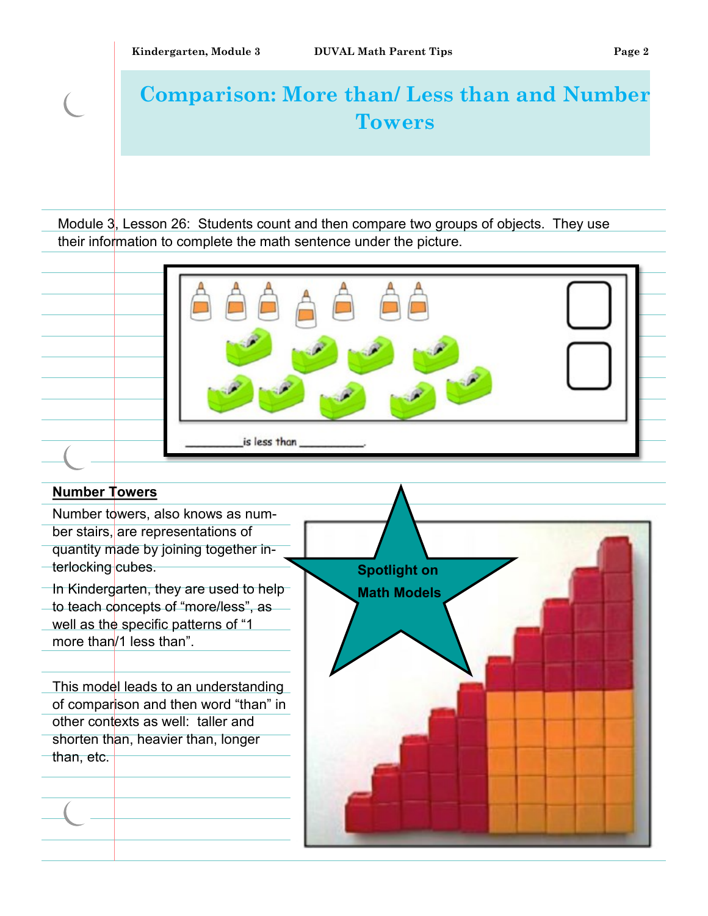# Comparison: More than/ Less than and Number Towers

Module 3, Lesson 26: Students count and then compare two groups of objects. They use their information to complete the math sentence under the picture.

_________is less than _________.

## Number Towers

Number towers, also knows as number stairs, are representations of quantity made by joining together interlocking cubes.

In Kindergarten, they are used to help to teach concepts of "more/less", as well as the specific patterns of "1 more than/1 less than".

This model leads to an understanding of comparison and then word "than" in other contexts as well: taller and shorten than, heavier than, longer than, etc.

**Spotlight on Math Models**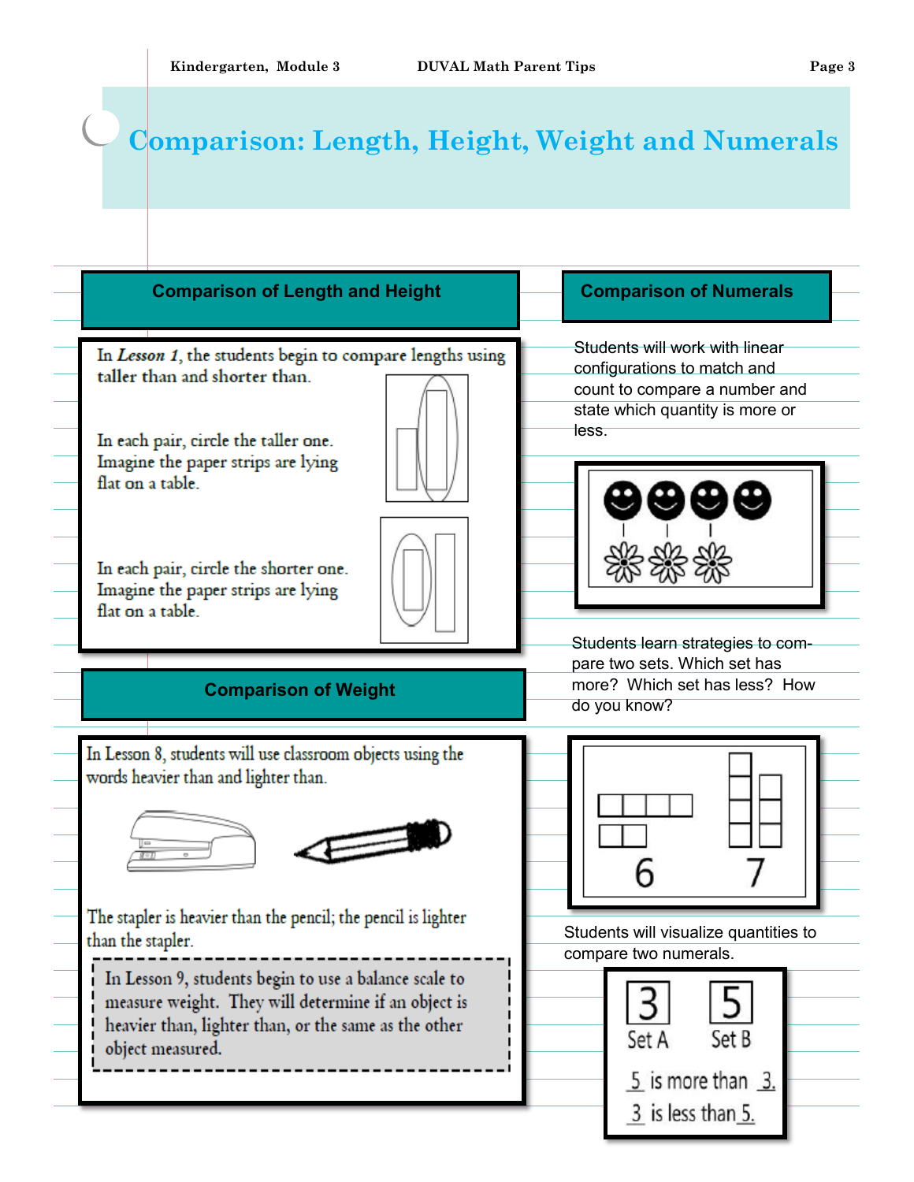# Comparison: Length, Height, Weight and Numerals

## Comparison of Length and Height

In *Lesson 1*, the students begin to compare lengths using taller than and shorter than.

In each pair, circle the taller one. Imagine the paper strips are lying flat on a table.

In each pair, circle the shorter one. Imagine the paper strips are lying flat on a table.

## Comparison of Weight

In Lesson 8, students will use classroom objects using the words heavier than and lighter than.

The stapler is heavier than the pencil; the pencil is lighter than the stapler.

In Lesson 9, students begin to use a balance scale to measure weight. They will determine if an object is heavier than, lighter than, or the same as the other object measured.

## Comparison of Numerals

Students will work with linear configurations to match and count to compare a number and state which quantity is more or less.

Students learn strategies to compare two sets. Which set has more? Which set has less? How do you know?

6 7

Students will visualize quantities to compare two numerals.

3 Set A

5 Set B

5 is more than 3.

3 is less than 5.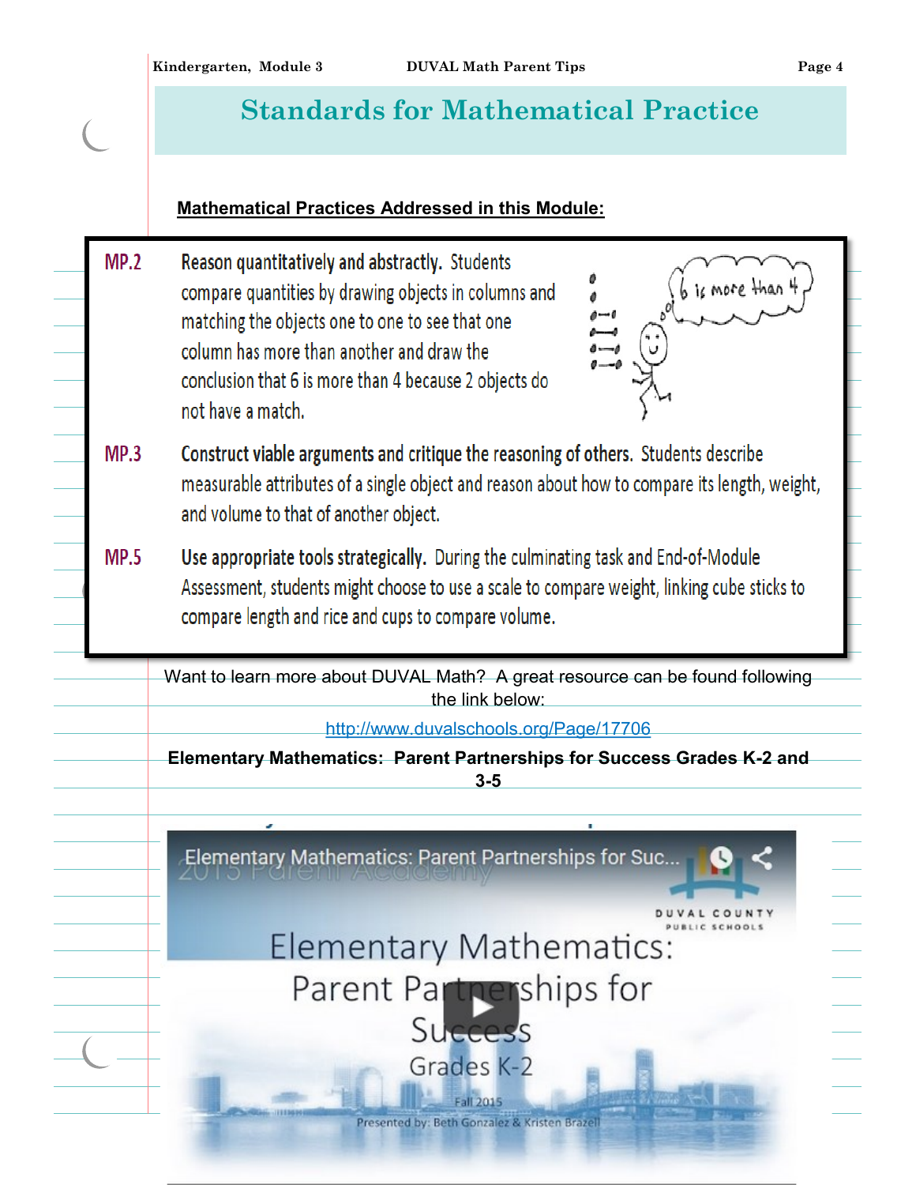# Standards for Mathematical Practice

**Mathematical Practices Addressed in this Module:**

**MP.2** **Reason quantitatively and abstractly.** Students compare quantities by drawing objects in columns and matching the objects one to one to see that one column has more than another and draw the conclusion that 6 is more than 4 because 2 objects do not have a match.

6 is more than 4

**MP.3** **Construct viable arguments and critique the reasoning of others.** Students describe measurable attributes of a single object and reason about how to compare its length, weight, and volume to that of another object.

**MP.5** **Use appropriate tools strategically.** During the culminating task and End-of-Module Assessment, students might choose to use a scale to compare weight, linking cube sticks to compare length and rice and cups to compare volume.

Want to learn more about DUVAL Math? A great resource can be found following the link below:

http://www.duvalschools.org/Page/17706

**Elementary Mathematics: Parent Partnerships for Success Grades K-2 and 3-5**

Elementary Mathematics: Parent Partnerships for Suc...

2015 Parent Academy

DUVAL COUNTY PUBLIC SCHOOLS

Elementary Mathematics: Parent Partnerships for Success

Grades K-2

Fall 2015

Presented by: Beth Gonzalez & Kristen Brazell